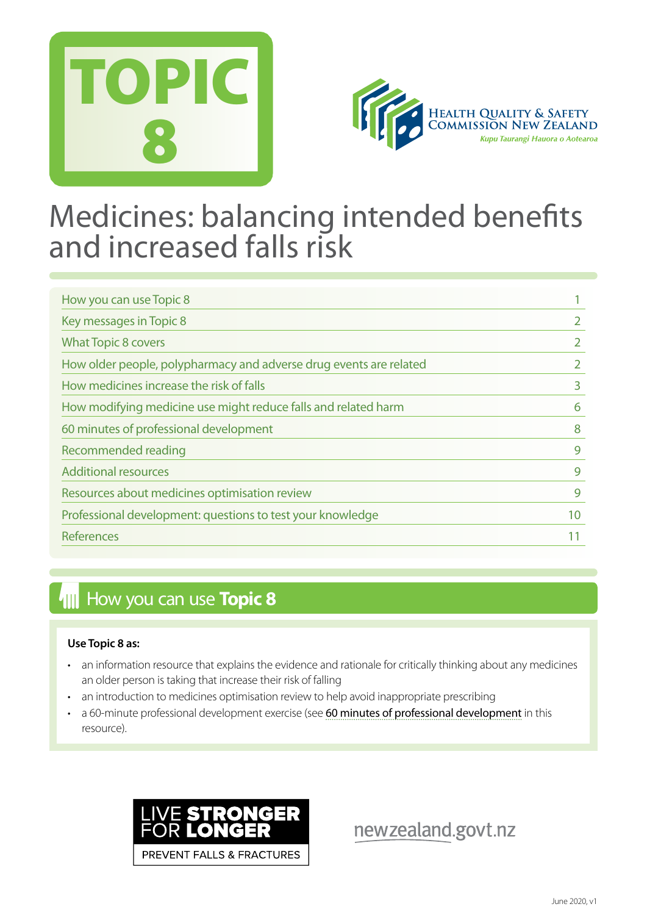# TOPIC 8

HEALTH QUALITY & SAFETY COMMISSION NEW ZEALAND
*Kupu Taurangi Hauora o Aotearoa*

# Medicines: balancing intended benefits and increased falls risk

| | |
|---|---|
| How you can use Topic 8 | 1 |
| Key messages in Topic 8 | 2 |
| What Topic 8 covers | 2 |
| How older people, polypharmacy and adverse drug events are related | 2 |
| How medicines increase the risk of falls | 3 |
| How modifying medicine use might reduce falls and related harm | 6 |
| 60 minutes of professional development | 8 |
| Recommended reading | 9 |
| Additional resources | 9 |
| Resources about medicines optimisation review | 9 |
| Professional development: questions to test your knowledge | 10 |
| References | 11 |

## How you can use **Topic 8**

**Use Topic 8 as:**

- an information resource that explains the evidence and rationale for critically thinking about any medicines an older person is taking that increase their risk of falling
- an introduction to medicines optimisation review to help avoid inappropriate prescribing
- a 60-minute professional development exercise (see 60 minutes of professional development in this resource).

LIVE STRONGER FOR LONGER
PREVENT FALLS & FRACTURES

newzealand.govt.nz

June 2020, v1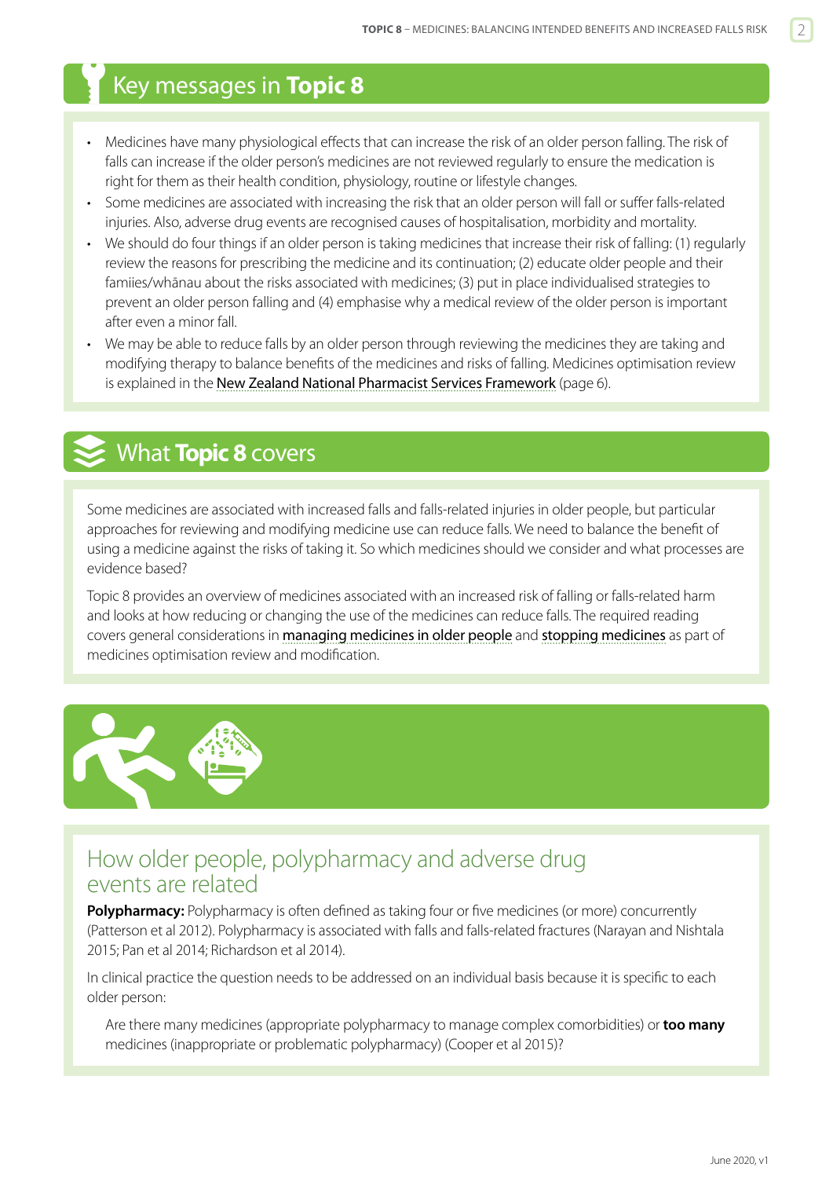## Key messages in **Topic 8**

- Medicines have many physiological effects that can increase the risk of an older person falling. The risk of falls can increase if the older person's medicines are not reviewed regularly to ensure the medication is right for them as their health condition, physiology, routine or lifestyle changes.
- Some medicines are associated with increasing the risk that an older person will fall or suffer falls-related injuries. Also, adverse drug events are recognised causes of hospitalisation, morbidity and mortality.
- We should do four things if an older person is taking medicines that increase their risk of falling: (1) regularly review the reasons for prescribing the medicine and its continuation; (2) educate older people and their famiies/whānau about the risks associated with medicines; (3) put in place individualised strategies to prevent an older person falling and (4) emphasise why a medical review of the older person is important after even a minor fall.
- We may be able to reduce falls by an older person through reviewing the medicines they are taking and modifying therapy to balance benefits of the medicines and risks of falling. Medicines optimisation review is explained in the New Zealand National Pharmacist Services Framework (page 6).

## What **Topic 8** covers

Some medicines are associated with increased falls and falls-related injuries in older people, but particular approaches for reviewing and modifying medicine use can reduce falls. We need to balance the benefit of using a medicine against the risks of taking it. So which medicines should we consider and what processes are evidence based?

Topic 8 provides an overview of medicines associated with an increased risk of falling or falls-related harm and looks at how reducing or changing the use of the medicines can reduce falls. The required reading covers general considerations in managing medicines in older people and stopping medicines as part of medicines optimisation review and modification.

## How older people, polypharmacy and adverse drug events are related

**Polypharmacy:** Polypharmacy is often defined as taking four or five medicines (or more) concurrently (Patterson et al 2012). Polypharmacy is associated with falls and falls-related fractures (Narayan and Nishtala 2015; Pan et al 2014; Richardson et al 2014).

In clinical practice the question needs to be addressed on an individual basis because it is specific to each older person:

> Are there many medicines (appropriate polypharmacy to manage complex comorbidities) or **too many** medicines (inappropriate or problematic polypharmacy) (Cooper et al 2015)?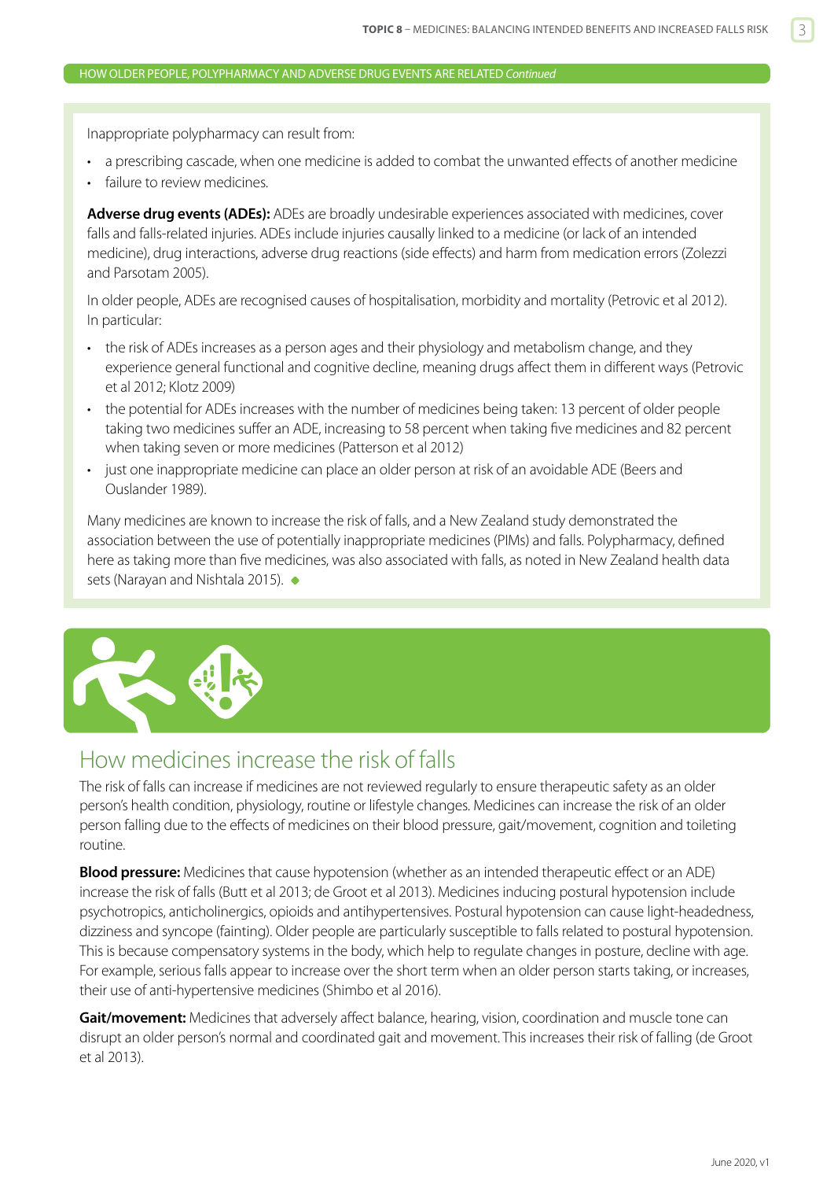HOW OLDER PEOPLE, POLYPHARMACY AND ADVERSE DRUG EVENTS ARE RELATED *Continued*

Inappropriate polypharmacy can result from:

- a prescribing cascade, when one medicine is added to combat the unwanted effects of another medicine
- failure to review medicines.

**Adverse drug events (ADEs):** ADEs are broadly undesirable experiences associated with medicines, cover falls and falls-related injuries. ADEs include injuries causally linked to a medicine (or lack of an intended medicine), drug interactions, adverse drug reactions (side effects) and harm from medication errors (Zolezzi and Parsotam 2005).

In older people, ADEs are recognised causes of hospitalisation, morbidity and mortality (Petrovic et al 2012). In particular:

- the risk of ADEs increases as a person ages and their physiology and metabolism change, and they experience general functional and cognitive decline, meaning drugs affect them in different ways (Petrovic et al 2012; Klotz 2009)
- the potential for ADEs increases with the number of medicines being taken: 13 percent of older people taking two medicines suffer an ADE, increasing to 58 percent when taking five medicines and 82 percent when taking seven or more medicines (Patterson et al 2012)
- just one inappropriate medicine can place an older person at risk of an avoidable ADE (Beers and Ouslander 1989).

Many medicines are known to increase the risk of falls, and a New Zealand study demonstrated the association between the use of potentially inappropriate medicines (PIMs) and falls. Polypharmacy, defined here as taking more than five medicines, was also associated with falls, as noted in New Zealand health data sets (Narayan and Nishtala 2015). ◆

## How medicines increase the risk of falls

The risk of falls can increase if medicines are not reviewed regularly to ensure therapeutic safety as an older person's health condition, physiology, routine or lifestyle changes. Medicines can increase the risk of an older person falling due to the effects of medicines on their blood pressure, gait/movement, cognition and toileting routine.

**Blood pressure:** Medicines that cause hypotension (whether as an intended therapeutic effect or an ADE) increase the risk of falls (Butt et al 2013; de Groot et al 2013). Medicines inducing postural hypotension include psychotropics, anticholinergics, opioids and antihypertensives. Postural hypotension can cause light-headedness, dizziness and syncope (fainting). Older people are particularly susceptible to falls related to postural hypotension. This is because compensatory systems in the body, which help to regulate changes in posture, decline with age. For example, serious falls appear to increase over the short term when an older person starts taking, or increases, their use of anti-hypertensive medicines (Shimbo et al 2016).

**Gait/movement:** Medicines that adversely affect balance, hearing, vision, coordination and muscle tone can disrupt an older person's normal and coordinated gait and movement. This increases their risk of falling (de Groot et al 2013).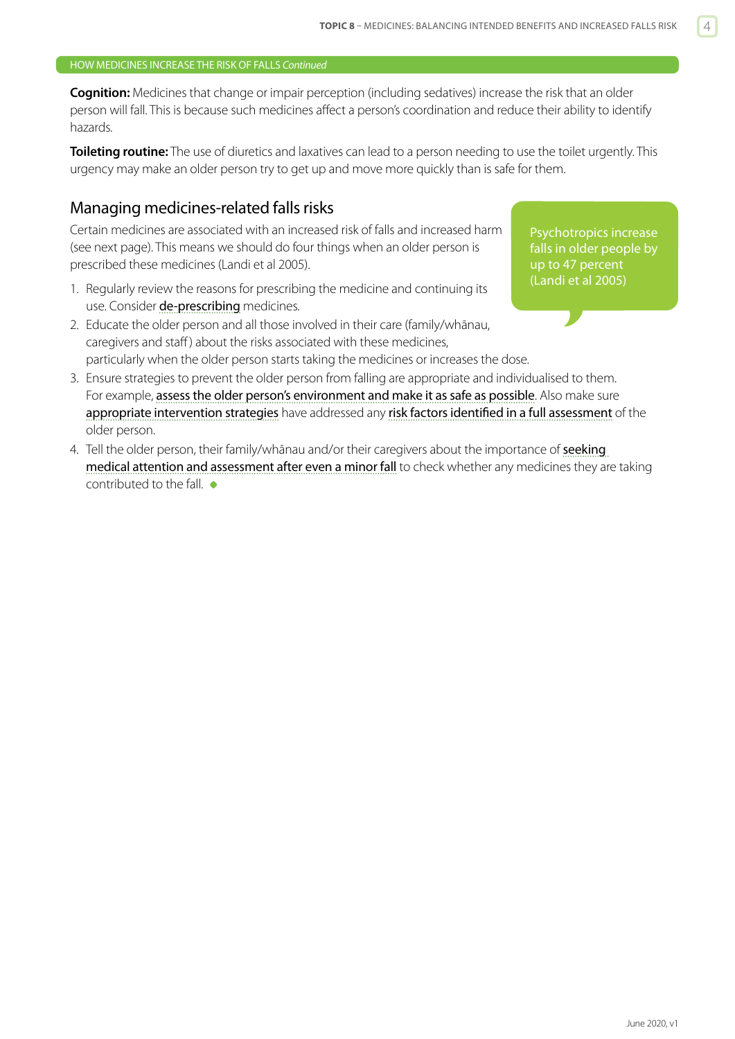HOW MEDICINES INCREASE THE RISK OF FALLS *Continued*

**Cognition:** Medicines that change or impair perception (including sedatives) increase the risk that an older person will fall. This is because such medicines affect a person's coordination and reduce their ability to identify hazards.

**Toileting routine:** The use of diuretics and laxatives can lead to a person needing to use the toilet urgently. This urgency may make an older person try to get up and move more quickly than is safe for them.

## Managing medicines-related falls risks

Certain medicines are associated with an increased risk of falls and increased harm (see next page). This means we should do four things when an older person is prescribed these medicines (Landi et al 2005).

> Psychotropics increase falls in older people by up to 47 percent (Landi et al 2005)

1. Regularly review the reasons for prescribing the medicine and continuing its use. Consider de-prescribing medicines.
2. Educate the older person and all those involved in their care (family/whānau, caregivers and staff) about the risks associated with these medicines, particularly when the older person starts taking the medicines or increases the dose.
3. Ensure strategies to prevent the older person from falling are appropriate and individualised to them. For example, assess the older person's environment and make it as safe as possible. Also make sure appropriate intervention strategies have addressed any risk factors identified in a full assessment of the older person.
4. Tell the older person, their family/whānau and/or their caregivers about the importance of seeking medical attention and assessment after even a minor fall to check whether any medicines they are taking contributed to the fall.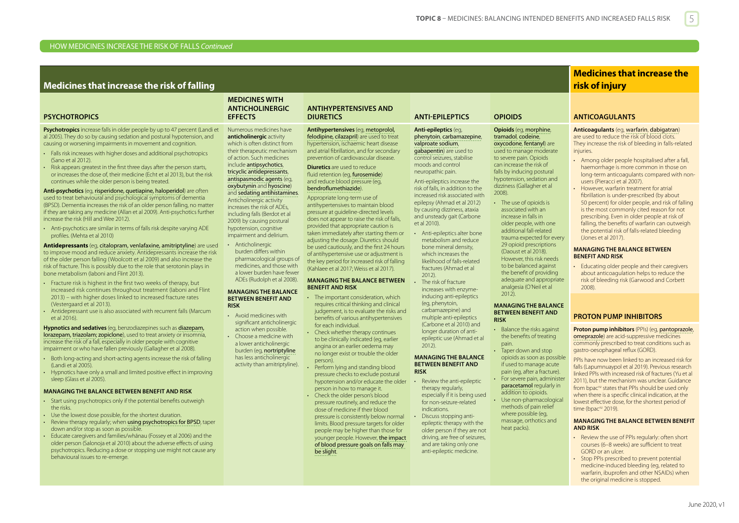HOW MEDICINES INCREASE THE RISK OF FALLS *Continued*

## Medicines that increase the risk of falling

### PSYCHOTROPICS

**Psychotropics** increase falls in older people by up to 47 percent (Landi et al 2005). They do so by causing sedation and postural hypotension, and causing or worsening impairments in movement and cognition.

- Falls risk increases with higher doses and additional psychotropics (Sano et al 2012).
- Risk appears greatest in the first three days after the person starts, or increases the dose of, their medicine (Echt et al 2013), but the risk continues while the older person is being treated.

**Anti-psychotics** (eg, risperidone, quetiapine, haloperidol) are often used to treat behavioural and psychological symptoms of dementia (BPSD). Dementia increases the risk of an older person falling, no matter if they are taking any medicine (Allan et al 2009). Anti-psychotics further increase the risk (Hill and Wee 2012).

- Anti-psychotics are similar in terms of falls risk despite varying ADE profiles. (Mehta et al 2010)

**Antidepressants** (eg, citalopram, venlafaxine, amitriptyline) are used to improve mood and reduce anxiety. Antidepressants increase the risk of the older person falling (Woolcott et al 2009) and also increase the risk of fracture. This is possibly due to the role that serotonin plays in bone metabolism (Iaboni and Flint 2013).

- Fracture risk is highest in the first two weeks of therapy, but increased risk continues throughout treatment (Iaboni and Flint 2013) – with higher doses linked to increased fracture rates (Vestergaard et al 2013).
- Antidepressant use is also associated with recurrent falls (Marcum et al 2016).

**Hypnotics and sedatives** (eg, benzodiazepines such as diazepam, lorazepam, triazolam; zopiclone), used to treat anxiety or insomnia, increase the risk of a fall, especially in older people with cognitive impairment or who have fallen previously (Gallagher et al 2008).

- Both long-acting and short-acting agents increase the risk of falling (Landi et al 2005).
- Hypnotics have only a small and limited positive effect in improving sleep (Glass et al 2005).

#### MANAGING THE BALANCE BETWEEN BENEFIT AND RISK

- Start using psychotropics only if the potential benefits outweigh the risks.
- Use the lowest dose possible, for the shortest duration.
- Review therapy regularly; when using psychotropics for BPSD, taper down and/or stop as soon as possible.
- Educate caregivers and families/whānau (Fossey et al 2006) and the older person (Salonoja et al 2010) about the adverse effects of using psychotropics. Reducing a dose or stopping use might not cause any behavioural issues to re-emerge.

### MEDICINES WITH ANTICHOLINERGIC EFFECTS

Numerous medicines have **anticholinergic** activity which is often distinct from their therapeutic mechanism of action. Such medicines include antipsychotics, tricyclic antidepressants, antispasmodic agents (eg, oxybutynin and hyoscine) and sedating antihistamines. Anticholinergic activity increases the risk of ADEs, including falls (Berdot et al 2009) by causing postural hypotension, cognitive impairment and delirium.

- Anticholinergic burden differs within pharmacological groups of medicines, and those with a lower burden have fewer ADEs (Rudolph et al 2008).

#### MANAGING THE BALANCE BETWEEN BENEFIT AND RISK

- Avoid medicines with significant anticholinergic action when possible.
- Choose a medicine with a lower anticholinergic burden (eg, nortriptyline has less anticholinergic activity than amitriptyline).

### ANTIHYPERTENSIVES AND DIURETICS

**Antihypertensives** (eg, metoprolol, felodipine, cilazapril) are used to treat hypertension, ischaemic heart disease and atrial fibrillation, and for secondary prevention of cardiovascular disease.

**Diuretics** are used to reduce fluid retention (eg, furosemide) and reduce blood pressure (eg, bendroflumethiazide).

Appropriate long-term use of antihypertensives to maintain blood pressure at guideline-directed levels does not appear to raise the risk of falls, provided that appropriate caution is taken immediately after starting them or adjusting the dosage. Diuretics should be used cautiously, and the first 24 hours of antihypertensive use or adjustment is the key period for increased risk of falling (Kahlaee et al 2017; Weiss et al 2017).

#### MANAGING THE BALANCE BETWEEN BENEFIT AND RISK

- The important consideration, which requires critical thinking and clinical judgement, is to evaluate the risks and benefits of various antihypertensives for each individual.
- Check whether therapy continues to be clinically indicated (eg, earlier angina or an earlier oedema may no longer exist or trouble the older person).
- Perform lying and standing blood pressure checks to exclude postural hypotension and/or educate the older person in how to manage it.
- Check the older person's blood pressure routinely, and reduce the dose of medicine if their blood pressure is consistently below normal limits. Blood pressure targets for older people may be higher than those for younger people. However, the impact of blood pressure goals on falls may be slight.

### ANTI-EPILEPTICS

**Anti-epileptics** (eg, phenytoin, carbamazepine, valproate sodium, gabapentin) are used to control seizures, stabilise moods and control neuropathic pain.

Anti-epileptics increase the risk of falls, in addition to the increased risk associated with epilepsy (Ahmad et al 2012) by causing dizziness, ataxia and unsteady gait (Carbone et al 2010).

- Anti-epileptics alter bone metabolism and reduce bone mineral density, which increases the likelihood of falls-related fractures (Ahmad et al 2012).
- The risk of fracture increases with enzyme-inducing anti-epileptics (eg, phenytoin, carbamazepine) and multiple anti-epileptics (Carbone et al 2010) and longer duration of anti-epileptic use (Ahmad et al 2012).

#### MANAGING THE BALANCE BETWEEN BENEFIT AND RISK

- Review the anti-epileptic therapy regularly, especially if it is being used for non-seizure-related indications.
- Discuss stopping anti-epileptic therapy with the older person if they are not driving, are free of seizures, and are taking only one anti-epileptic medicine.

### OPIOIDS

**Opioids** (eg, morphine, tramadol, codeine, oxycodone, fentanyl) are used to manage moderate to severe pain. Opioids can increase the risk of falls by inducing postural hypotension, sedation and dizziness (Gallagher et al 2008).

- The use of opioids is associated with an increase in falls in older people, with one additional fall-related trauma expected for every 29 opioid prescriptions (Daoust et al 2018). However, this risk needs to be balanced against the benefit of providing adequate and appropriate analgesia (O'Neil et al 2012).

#### MANAGING THE BALANCE BETWEEN BENEFIT AND RISK

- Balance the risks against the benefits of treating pain.
- Taper down and stop opioids as soon as possible if used to manage acute pain (eg, after a fracture).
- For severe pain, administer paracetamol regularly in addition to opioids.
- Use non-pharmacological methods of pain relief where possible (eg, massage, orthotics and heat packs).

## Medicines that increase the risk of injury

### ANTICOAGULANTS

**Anticoagulants** (eg, warfarin, dabigatran) are used to reduce the risk of blood clots. They increase the risk of bleeding in falls-related injuries.

- Among older people hospitalised after a fall, haemorrhage is more common in those on long-term anticoagulants compared with non-users (Pieracci et al 2007).
- However, warfarin treatment for atrial fibrillation is under-prescribed (by about 50 percent) for older people, and risk of falling is the most commonly cited reason for not prescribing. Even in older people at risk of falling, the benefits of warfarin can outweigh the potential risk of falls-related bleeding (Jones et al 2017).

#### MANAGING THE BALANCE BETWEEN BENEFIT AND RISK

- Educating older people and their caregivers about anticoagulation helps to reduce the risk of bleeding risk (Garwood and Corbett 2008).

### PROTON PUMP INHIBITORS

**Proton pump inhibitors** (PPIs) (eg, pantoprazole, omeprazole) are acid-suppressive medicines commonly prescribed to treat conditions such as gastro-oesophageal reflux (GORD).

PPIs have now been linked to an increased risk for falls (Lapumnuaypol et al 2019). Previous research linked PPIs with increased risk of fractures (Yu et al 2011), but the mechanism was unclear. Guidance from bpac[nz] states that PPIs should be used only when there is a specific clinical indication, at the lowest effective dose, for the shortest period of time (bpac[nz] 2019).

#### MANAGING THE BALANCE BETWEEN BENEFIT AND RISK

- Review the use of PPIs regularly: often short courses (6–8 weeks) are sufficient to treat GORD or an ulcer.
- Stop PPIs prescribed to prevent potential medicine-induced bleeding (eg, related to warfarin, ibuprofen and other NSAIDs) when the original medicine is stopped.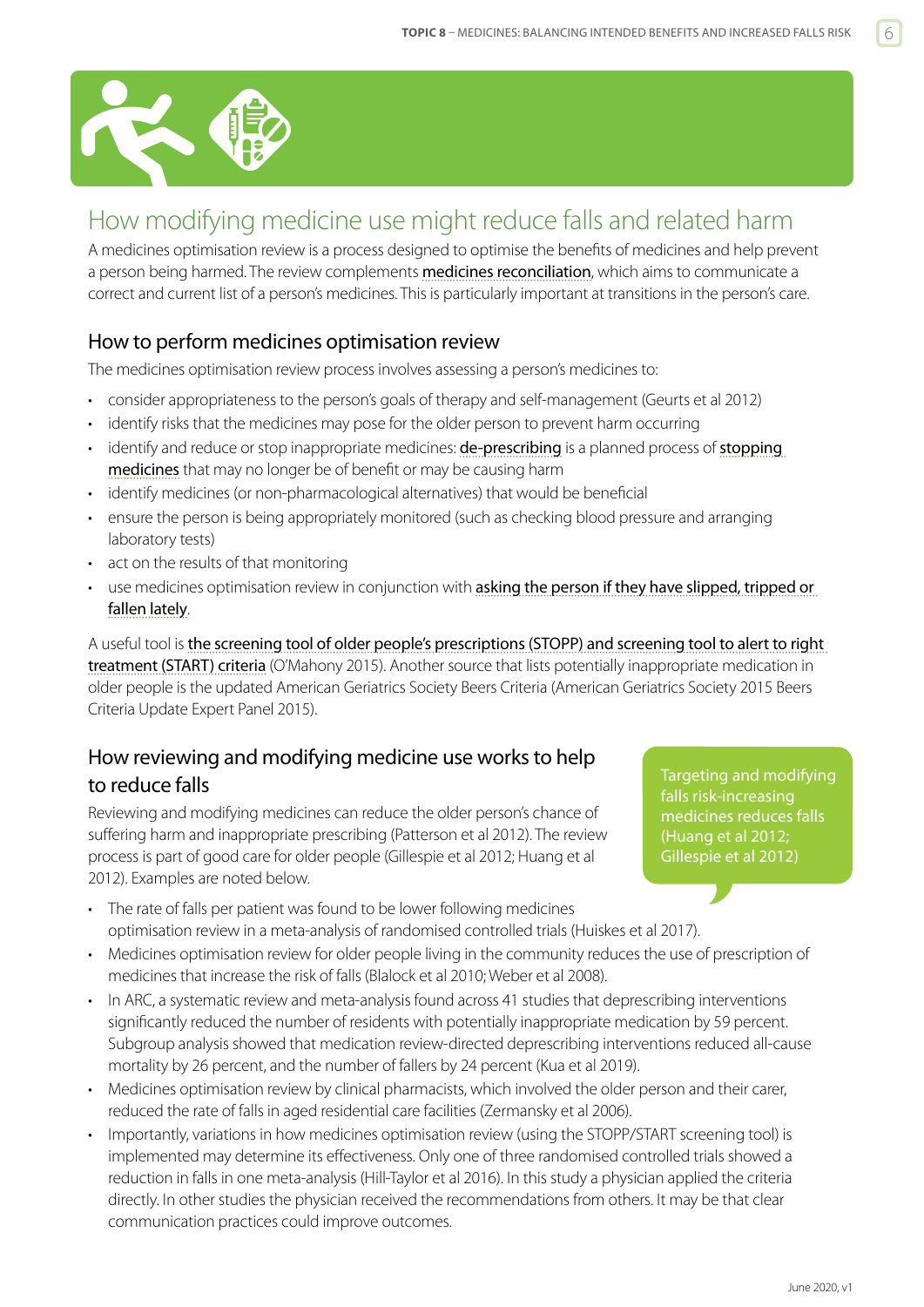# How modifying medicine use might reduce falls and related harm

A medicines optimisation review is a process designed to optimise the benefits of medicines and help prevent a person being harmed. The review complements medicines reconciliation, which aims to communicate a correct and current list of a person's medicines. This is particularly important at transitions in the person's care.

## How to perform medicines optimisation review

The medicines optimisation review process involves assessing a person's medicines to:

- consider appropriateness to the person's goals of therapy and self-management (Geurts et al 2012)
- identify risks that the medicines may pose for the older person to prevent harm occurring
- identify and reduce or stop inappropriate medicines: de-prescribing is a planned process of stopping medicines that may no longer be of benefit or may be causing harm
- identify medicines (or non-pharmacological alternatives) that would be beneficial
- ensure the person is being appropriately monitored (such as checking blood pressure and arranging laboratory tests)
- act on the results of that monitoring
- use medicines optimisation review in conjunction with asking the person if they have slipped, tripped or fallen lately.

A useful tool is the screening tool of older people's prescriptions (STOPP) and screening tool to alert to right treatment (START) criteria (O'Mahony 2015). Another source that lists potentially inappropriate medication in older people is the updated American Geriatrics Society Beers Criteria (American Geriatrics Society 2015 Beers Criteria Update Expert Panel 2015).

## How reviewing and modifying medicine use works to help to reduce falls

Reviewing and modifying medicines can reduce the older person's chance of suffering harm and inappropriate prescribing (Patterson et al 2012). The review process is part of good care for older people (Gillespie et al 2012; Huang et al 2012). Examples are noted below.

> Targeting and modifying falls risk-increasing medicines reduces falls (Huang et al 2012; Gillespie et al 2012)

- The rate of falls per patient was found to be lower following medicines optimisation review in a meta-analysis of randomised controlled trials (Huiskes et al 2017).
- Medicines optimisation review for older people living in the community reduces the use of prescription of medicines that increase the risk of falls (Blalock et al 2010; Weber et al 2008).
- In ARC, a systematic review and meta-analysis found across 41 studies that deprescribing interventions significantly reduced the number of residents with potentially inappropriate medication by 59 percent. Subgroup analysis showed that medication review-directed deprescribing interventions reduced all-cause mortality by 26 percent, and the number of fallers by 24 percent (Kua et al 2019).
- Medicines optimisation review by clinical pharmacists, which involved the older person and their carer, reduced the rate of falls in aged residential care facilities (Zermansky et al 2006).
- Importantly, variations in how medicines optimisation review (using the STOPP/START screening tool) is implemented may determine its effectiveness. Only one of three randomised controlled trials showed a reduction in falls in one meta-analysis (Hill-Taylor et al 2016). In this study a physician applied the criteria directly. In other studies the physician received the recommendations from others. It may be that clear communication practices could improve outcomes.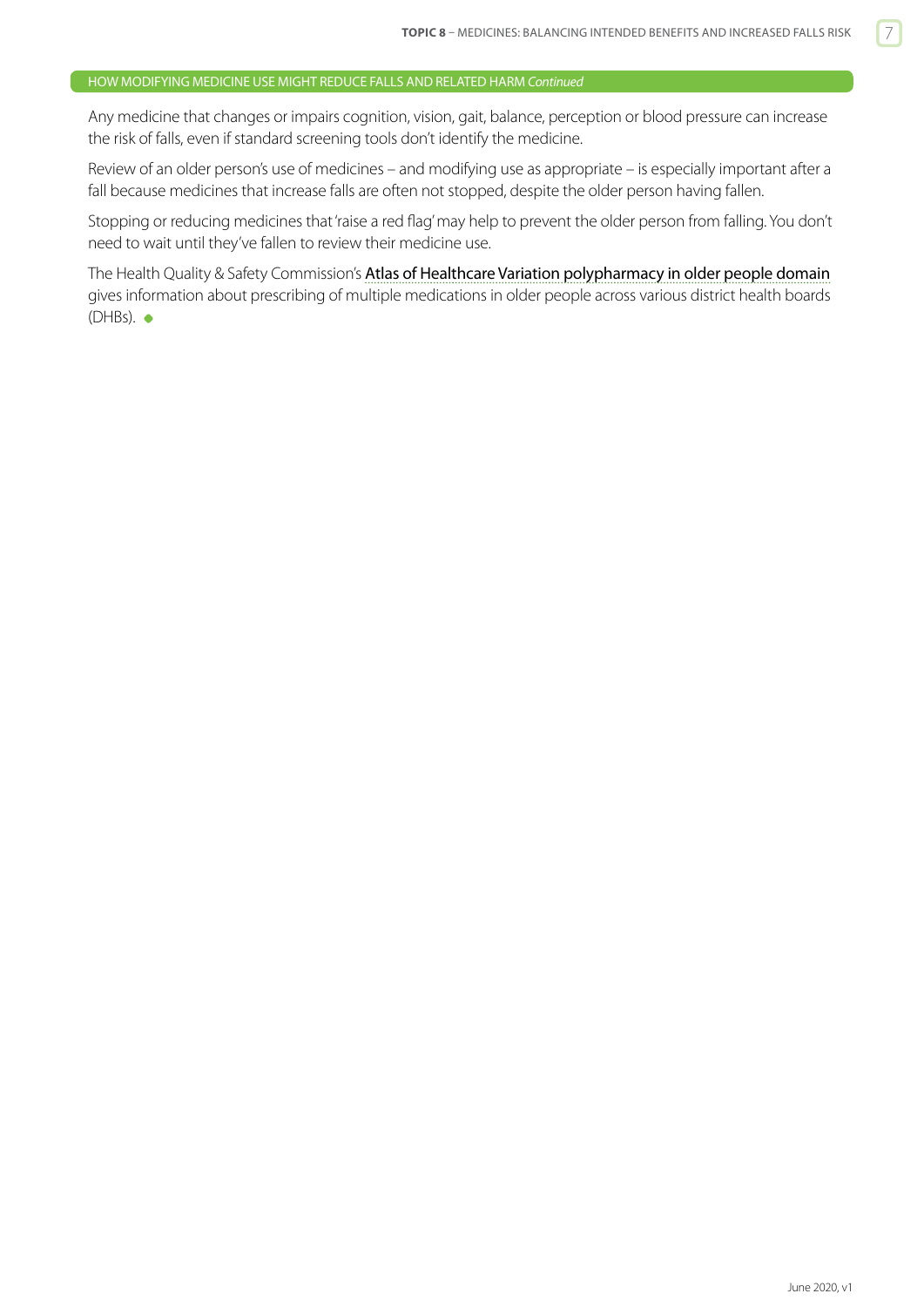## HOW MODIFYING MEDICINE USE MIGHT REDUCE FALLS AND RELATED HARM *Continued*

Any medicine that changes or impairs cognition, vision, gait, balance, perception or blood pressure can increase the risk of falls, even if standard screening tools don't identify the medicine.

Review of an older person's use of medicines – and modifying use as appropriate – is especially important after a fall because medicines that increase falls are often not stopped, despite the older person having fallen.

Stopping or reducing medicines that 'raise a red flag' may help to prevent the older person from falling. You don't need to wait until they've fallen to review their medicine use.

The Health Quality & Safety Commission's Atlas of Healthcare Variation polypharmacy in older people domain gives information about prescribing of multiple medications in older people across various district health boards (DHBs).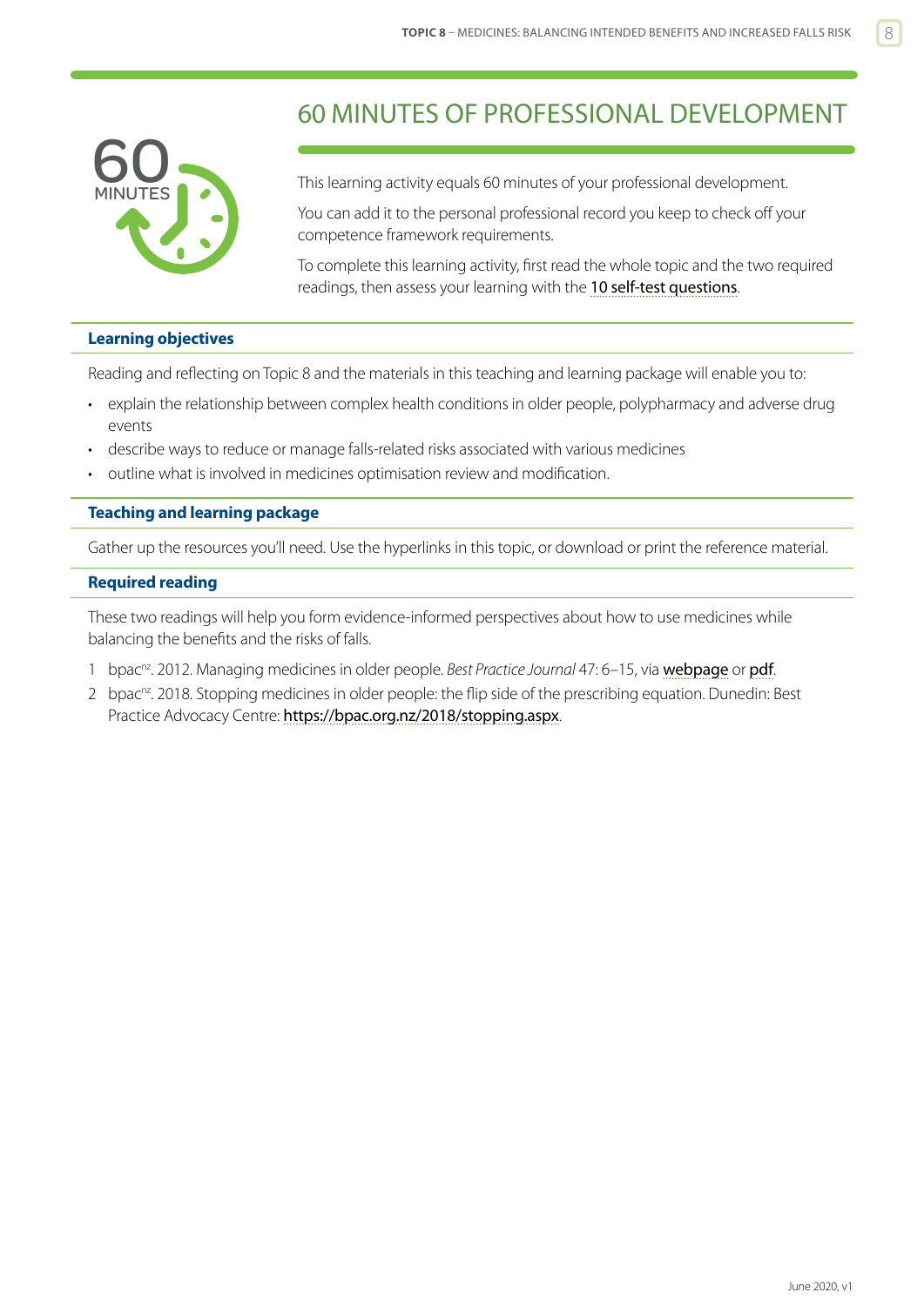# 60 MINUTES OF PROFESSIONAL DEVELOPMENT

This learning activity equals 60 minutes of your professional development.

You can add it to the personal professional record you keep to check off your competence framework requirements.

To complete this learning activity, first read the whole topic and the two required readings, then assess your learning with the 10 self-test questions.

## Learning objectives

Reading and reflecting on Topic 8 and the materials in this teaching and learning package will enable you to:

- explain the relationship between complex health conditions in older people, polypharmacy and adverse drug events
- describe ways to reduce or manage falls-related risks associated with various medicines
- outline what is involved in medicines optimisation review and modification.

## Teaching and learning package

Gather up the resources you'll need. Use the hyperlinks in this topic, or download or print the reference material.

## Required reading

These two readings will help you form evidence-informed perspectives about how to use medicines while balancing the benefits and the risks of falls.

1. bpac[nz]. 2012. Managing medicines in older people. *Best Practice Journal* 47: 6–15, via webpage or pdf.
2. bpac[nz]. 2018. Stopping medicines in older people: the flip side of the prescribing equation. Dunedin: Best Practice Advocacy Centre: https://bpac.org.nz/2018/stopping.aspx.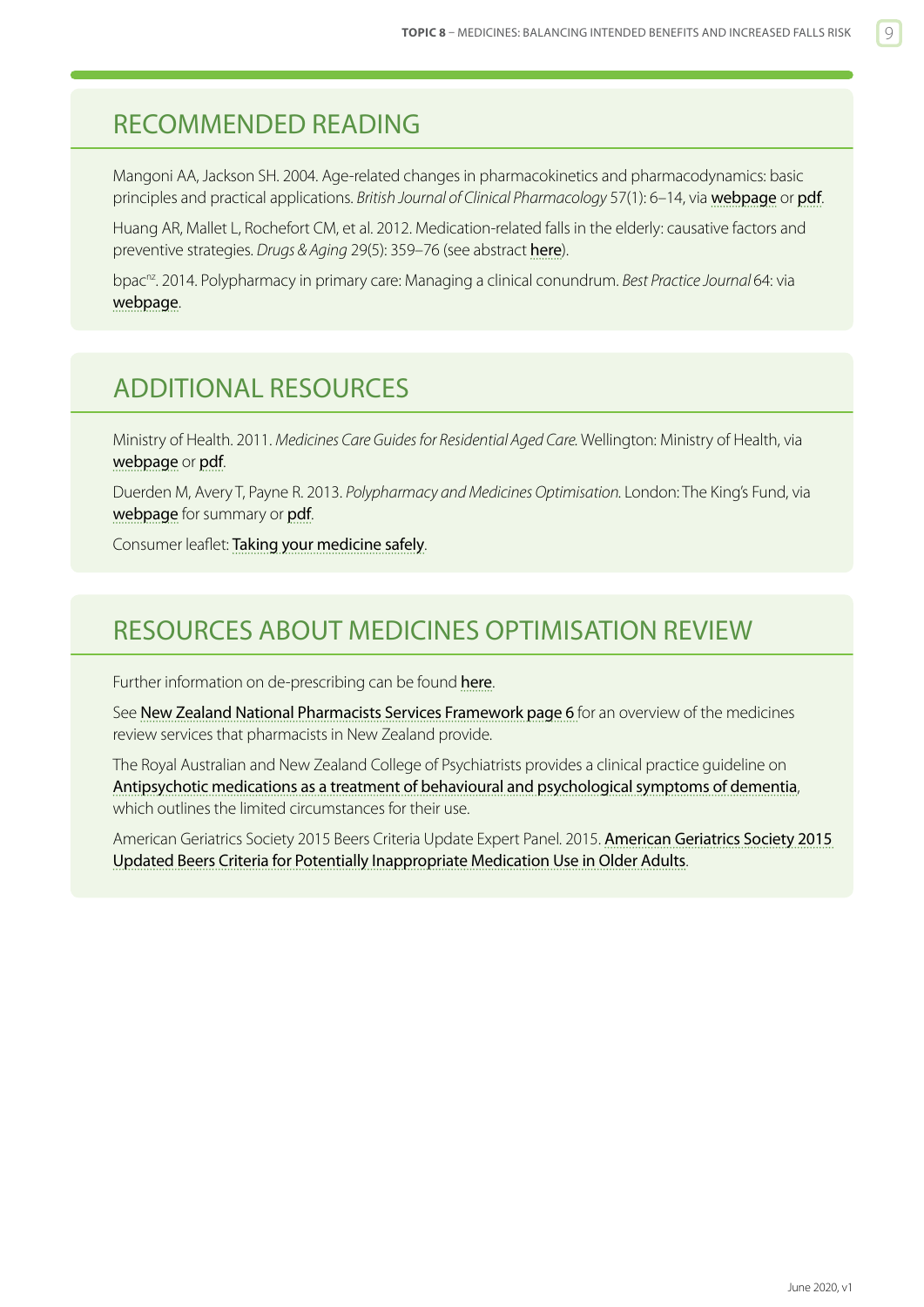## RECOMMENDED READING

Mangoni AA, Jackson SH. 2004. Age-related changes in pharmacokinetics and pharmacodynamics: basic principles and practical applications. *British Journal of Clinical Pharmacology* 57(1): 6–14, via webpage or pdf.

Huang AR, Mallet L, Rochefort CM, et al. 2012. Medication-related falls in the elderly: causative factors and preventive strategies. *Drugs & Aging* 29(5): 359–76 (see abstract here).

bpac[nz]. 2014. Polypharmacy in primary care: Managing a clinical conundrum. *Best Practice Journal* 64: via webpage.

## ADDITIONAL RESOURCES

Ministry of Health. 2011. *Medicines Care Guides for Residential Aged Care*. Wellington: Ministry of Health, via webpage or pdf.

Duerden M, Avery T, Payne R. 2013. *Polypharmacy and Medicines Optimisation*. London: The King's Fund, via webpage for summary or pdf.

Consumer leaflet: Taking your medicine safely.

## RESOURCES ABOUT MEDICINES OPTIMISATION REVIEW

Further information on de-prescribing can be found here.

See New Zealand National Pharmacists Services Framework page 6 for an overview of the medicines review services that pharmacists in New Zealand provide.

The Royal Australian and New Zealand College of Psychiatrists provides a clinical practice guideline on Antipsychotic medications as a treatment of behavioural and psychological symptoms of dementia, which outlines the limited circumstances for their use.

American Geriatrics Society 2015 Beers Criteria Update Expert Panel. 2015. American Geriatrics Society 2015 Updated Beers Criteria for Potentially Inappropriate Medication Use in Older Adults.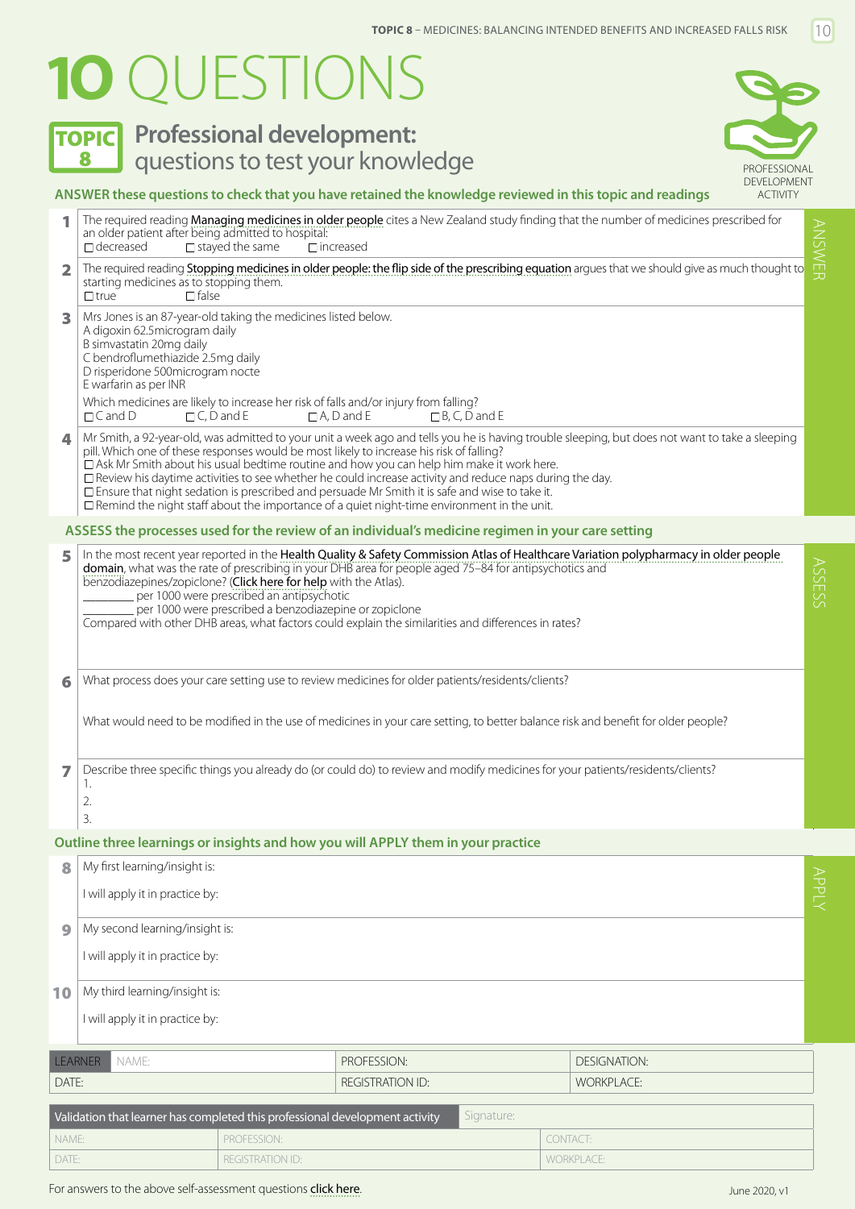# 10 QUESTIONS

## TOPIC 8 Professional development: questions to test your knowledge

PROFESSIONAL DEVELOPMENT ACTIVITY

### ANSWER these questions to check that you have retained the knowledge reviewed in this topic and readings

**1** The required reading Managing medicines in older people cites a New Zealand study finding that the number of medicines prescribed for an older patient after being admitted to hospital:

☐ decreased ☐ stayed the same ☐ increased

**2** The required reading Stopping medicines in older people: the flip side of the prescribing equation argues that we should give as much thought to starting medicines as to stopping them.

☐ true ☐ false

**3** Mrs Jones is an 87-year-old taking the medicines listed below.

A digoxin 62.5microgram daily
B simvastatin 20mg daily
C bendroflumethiazide 2.5mg daily
D risperidone 500microgram nocte
E warfarin as per INR

Which medicines are likely to increase her risk of falls and/or injury from falling?

☐ C and D ☐ C, D and E ☐ A, D and E ☐ B, C, D and E

**4** Mr Smith, a 92-year-old, was admitted to your unit a week ago and tells you he is having trouble sleeping, but does not want to take a sleeping pill. Which one of these responses would be most likely to increase his risk of falling?

☐ Ask Mr Smith about his usual bedtime routine and how you can help him make it work here.
☐ Review his daytime activities to see whether he could increase activity and reduce naps during the day.
☐ Ensure that night sedation is prescribed and persuade Mr Smith it is safe and wise to take it.
☐ Remind the night staff about the importance of a quiet night-time environment in the unit.

### ASSESS the processes used for the review of an individual's medicine regimen in your care setting

**5** In the most recent year reported in the Health Quality & Safety Commission Atlas of Healthcare Variation polypharmacy in older people domain, what was the rate of prescribing in your DHB area for people aged 75–84 for antipsychotics and benzodiazepines/zopiclone? (Click here for help with the Atlas).

_________ per 1000 were prescribed an antipsychotic
_________ per 1000 were prescribed a benzodiazepine or zopiclone

Compared with other DHB areas, what factors could explain the similarities and differences in rates?

**6** What process does your care setting use to review medicines for older patients/residents/clients?

What would need to be modified in the use of medicines in your care setting, to better balance risk and benefit for older people?

**7** Describe three specific things you already do (or could do) to review and modify medicines for your patients/residents/clients?

1.
2.
3.

### Outline three learnings or insights and how you will APPLY them in your practice

**8** My first learning/insight is:

I will apply it in practice by:

**9** My second learning/insight is:

I will apply it in practice by:

**10** My third learning/insight is:

I will apply it in practice by:

| LEARNER NAME: | PROFESSION: | DESIGNATION: |
|---|---|---|
| DATE: | REGISTRATION ID: | WORKPLACE: |

| Validation that learner has completed this professional development activity | | Signature: |
|---|---|---|
| NAME: | PROFESSION: | CONTACT: |
| DATE: | REGISTRATION ID: | WORKPLACE: |

For answers to the above self-assessment questions click here.

June 2020, v1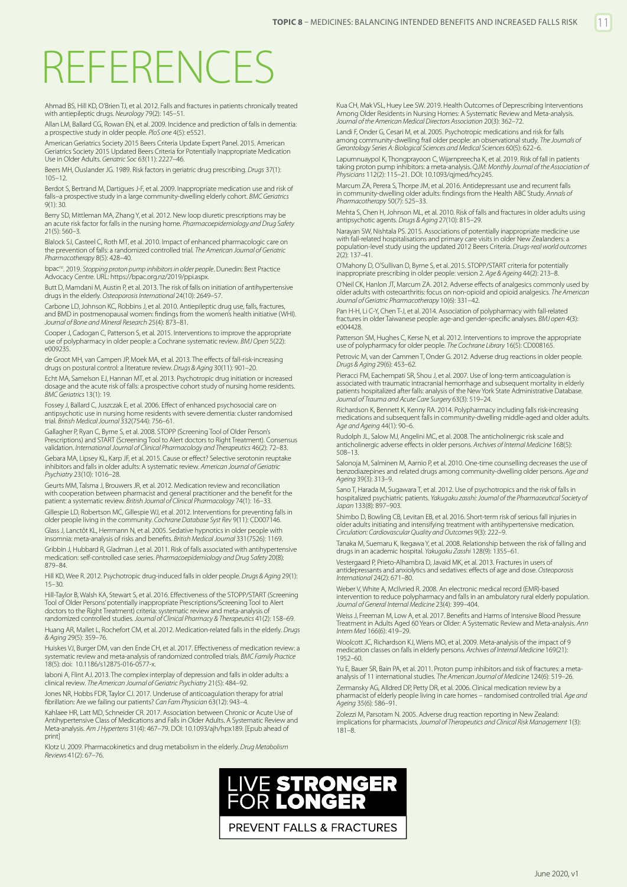# REFERENCES

Ahmad BS, Hill KD, O'Brien TJ, et al. 2012. Falls and fractures in patients chronically treated with antiepileptic drugs. *Neurology* 79(2): 145–51.

Allan LM, Ballard CG, Rowan EN, et al. 2009. Incidence and prediction of falls in dementia: a prospective study in older people. *PloS one* 4(5): e5521.

American Geriatrics Society 2015 Beers Criteria Update Expert Panel. 2015. American Geriatrics Society 2015 Updated Beers Criteria for Potentially Inappropriate Medication Use in Older Adults. *Geriatric Soc* 63(11): 2227–46.

Beers MH, Ouslander JG. 1989. Risk factors in geriatric drug prescribing. *Drugs* 37(1): 105–12.

Berdot S, Bertrand M, Dartigues J-F, et al. 2009. Inappropriate medication use and risk of falls–a prospective study in a large community-dwelling elderly cohort. *BMC Geriatrics* 9(1): 30.

Berry SD, Mittleman MA, Zhang Y, et al. 2012. New loop diuretic prescriptions may be an acute risk factor for falls in the nursing home. *Pharmacoepidemiology and Drug Safety* 21(5): 560–3.

Blalock SJ, Casteel C, Roth MT, et al. 2010. Impact of enhanced pharmacologic care on the prevention of falls: a randomized controlled trial. *The American Journal of Geriatric Pharmacotherapy* 8(5): 428–40.

bpac[nz]. 2019. *Stopping proton pump inhibitors in older people*. Dunedin: Best Practice Advocacy Centre. URL: https://bpac.org.nz/2019/ppi.aspx.

Butt D, Mamdani M, Austin P, et al. 2013. The risk of falls on initiation of antihypertensive drugs in the elderly. *Osteoporosis International* 24(10): 2649–57.

Carbone LD, Johnson KC, Robbins J, et al. 2010. Antiepileptic drug use, falls, fractures, and BMD in postmenopausal women: findings from the women's health initiative (WHI). *Journal of Bone and Mineral Research* 25(4): 873–81.

Cooper J, Cadogan C, Patterson S, et al. 2015. Interventions to improve the appropriate use of polypharmacy in older people: a Cochrane systematic review. *BMJ Open* 5(22): e009235.

de Groot MH, van Campen JP, Moek MA, et al. 2013. The effects of fall-risk-increasing drugs on postural control: a literature review. *Drugs & Aging* 30(11): 901–20.

Echt MA, Samelson EJ, Hannan MT, et al. 2013. Psychotropic drug initiation or increased dosage and the acute risk of falls: a prospective cohort study of nursing home residents. *BMC Geriatrics* 13(1): 19.

Fossey J, Ballard C, Juszczak E, et al. 2006. Effect of enhanced psychosocial care on antipsychotic use in nursing home residents with severe dementia: cluster randomised trial. *British Medical Journal* 332(7544): 756–61.

Gallagher P, Ryan C, Byrne S, et al. 2008. STOPP (Screening Tool of Older Person's Prescriptions) and START (Screening Tool to Alert doctors to Right Treatment). Consensus validation. *International Journal of Clinical Pharmacology and Therapeutics* 46(2): 72–83.

Gebara MA, Lipsey KL, Karp JF, et al. 2015. Cause or effect? Selective serotonin reuptake inhibitors and falls in older adults: A systematic review. *American Journal of Geriatric Psychiatry* 23(10): 1016–28.

Geurts MM, Talsma J, Brouwers JR, et al. 2012. Medication review and reconciliation with cooperation between pharmacist and general practitioner and the benefit for the patient: a systematic review. *British Journal of Clinical Pharmacology* 74(1): 16–33.

Gillespie LD, Robertson MC, Gillespie WJ, et al. 2012. Interventions for preventing falls in older people living in the community. *Cochrane Database Syst Rev* 9(11): CD007146.

Glass J, Lanctôt KL, Herrmann N, et al. 2005. Sedative hypnotics in older people with insomnia: meta-analysis of risks and benefits. *British Medical Journal* 331(7526): 1169.

Gribbin J, Hubbard R, Gladman J, et al. 2011. Risk of falls associated with antihypertensive medication: self-controlled case series. *Pharmacoepidemiology and Drug Safety* 20(8): 879–84.

Hill KD, Wee R. 2012. Psychotropic drug-induced falls in older people. *Drugs & Aging* 29(1): 15–30.

Hill-Taylor B, Walsh KA, Stewart S, et al. 2016. Effectiveness of the STOPP/START (Screening Tool of Older Persons' potentially inappropriate Prescriptions/Screening Tool to Alert doctors to the Right Treatment) criteria: systematic review and meta-analysis of randomized controlled studies. *Journal of Clinical Pharmacy & Therapeutics* 41(2): 158–69.

Huang AR, Mallet L, Rochefort CM, et al. 2012. Medication-related falls in the elderly. *Drugs & Aging* 29(5): 359–76.

Huiskes VJ, Burger DM, van den Ende CH, et al. 2017. Effectiveness of medication review: a systematic review and meta-analysis of randomized controlled trials. *BMC Family Practice* 18(5): doi: 10.1186/s12875-016-0577-x.

Iaboni A, Flint AJ. 2013. The complex interplay of depression and falls in older adults: a clinical review. *The American Journal of Geriatric Psychiatry* 21(5): 484–92.

Jones NR, Hobbs FDR, Taylor CJ. 2017. Underuse of anticoagulation therapy for atrial fibrillation: Are we failing our patients? *Can Fam Physician* 63(12): 943–4.

Kahlaee HR, Latt MD, Schneider CR. 2017. Association between Chronic or Acute Use of Antihypertensive Class of Medications and Falls in Older Adults. A Systematic Review and Meta-analysis. *Am J Hypertens* 31(4): 467–79. DOI: 10.1093/ajh/hpx189. [Epub ahead of print]

Klotz U. 2009. Pharmacokinetics and drug metabolism in the elderly. *Drug Metabolism Reviews* 41(2): 67–76.

Kua CH, Mak VSL, Huey Lee SW. 2019. Health Outcomes of Deprescribing Interventions Among Older Residents in Nursing Homes: A Systematic Review and Meta-analysis. *Journal of the American Medical Directors Association* 20(3): 362–72.

Landi F, Onder G, Cesari M, et al. 2005. Psychotropic medications and risk for falls among community-dwelling frail older people: an observational study. *The Journals of Gerontology Series A: Biological Sciences and Medical Sciences* 60(5): 622–6.

Lapumnuaypol K, Thongprayoon C, Wijarnpreecha K, et al. 2019. Risk of fall in patients taking proton pump inhibitors: a meta-analysis. *QJM: Monthly Journal of the Association of Physicians* 112(2): 115–21. DOI: 10.1093/qjmed/hcy245.

Marcum ZA, Perera S, Thorpe JM, et al. 2016. Antidepressant use and recurrent falls in community-dwelling older adults: findings from the Health ABC Study. *Annals of Pharmacotherapy* 50(7): 525–33.

Mehta S, Chen H, Johnson ML, et al. 2010. Risk of falls and fractures in older adults using antipsychotic agents. *Drugs & Aging* 27(10): 815–29.

Narayan SW, Nishtala PS. 2015. Associations of potentially inappropriate medicine use with fall-related hospitalisations and primary care visits in older New Zealanders: a population-level study using the updated 2012 Beers Criteria. *Drugs-real world outcomes* 2(2): 137–41.

O'Mahony D, O'Sullivan D, Byrne S, et al. 2015. STOPP/START criteria for potentially inappropriate prescribing in older people: version 2. *Age & Ageing* 44(2): 213–8.

O'Neil CK, Hanlon JT, Marcum ZA. 2012. Adverse effects of analgesics commonly used by older adults with osteoarthritis: focus on non-opioid and opioid analgesics. *The American Journal of Geriatric Pharmacotherapy* 10(6): 331–42.

Pan H-H, Li C-Y, Chen T-J, et al. 2014. Association of polypharmacy with fall-related fractures in older Taiwanese people: age-and gender-specific analyses. *BMJ open* 4(3): e004428.

Patterson SM, Hughes C, Kerse N, et al. 2012. Interventions to improve the appropriate use of polypharmacy for older people. *The Cochrane Library* 16(5): CD008165.

Petrovic M, van der Cammen T, Onder G. 2012. Adverse drug reactions in older people. *Drugs & Aging* 29(6): 453–62.

Pieracci FM, Eachempati SR, Shou J, et al. 2007. Use of long-term anticoagulation is associated with traumatic intracranial hemorrhage and subsequent mortality in elderly patients hospitalized after falls: analysis of the New York State Administrative Database. *Journal of Trauma and Acute Care Surgery* 63(3): 519–24.

Richardson K, Bennett K, Kenny RA. 2014. Polypharmacy including falls risk-increasing medications and subsequent falls in community-dwelling middle-aged and older adults. *Age and Ageing* 44(1): 90–6.

Rudolph JL, Salow MJ, Angelini MC, et al. 2008. The anticholinergic risk scale and anticholinergic adverse effects in older persons. *Archives of Internal Medicine* 168(5): 508–13.

Salonoja M, Salminen M, Aarnio P, et al. 2010. One-time counselling decreases the use of benzodiazepines and related drugs among community-dwelling older persons. *Age and Ageing* 39(3): 313–9.

Sano T, Harada M, Sugawara T, et al. 2012. Use of psychotropics and the risk of falls in hospitalized psychiatric patients. *Yakugaku zasshi: Journal of the Pharmaceutical Society of Japan* 133(8): 897–903.

Shimbo D, Bowling CB, Levitan EB, et al. 2016. Short-term risk of serious fall injuries in older adults initiating and intensifying treatment with antihypertensive medication. *Circulation: Cardiovascular Quality and Outcomes* 9(3): 222–9.

Tanaka M, Suemaru K, Ikegawa Y, et al. 2008. Relationship between the risk of falling and drugs in an academic hospital. *Yakugaku Zasshi* 128(9): 1355–61.

Vestergaard P, Prieto-Alhambra D, Javaid MK, et al. 2013. Fractures in users of antidepressants and anxiolytics and sedatives: effects of age and dose. *Osteoporosis International* 24(2): 671–80.

Weber V, White A, McIlvried R. 2008. An electronic medical record (EMR)-based intervention to reduce polypharmacy and falls in an ambulatory rural elderly population. *Journal of General Internal Medicine* 23(4): 399–404.

Weiss J, Freeman M, Low A, et al. 2017. Benefits and Harms of Intensive Blood Pressure Treatment in Adults Aged 60 Years or Older: A Systematic Review and Meta-analysis. *Ann Intern Med* 166(6): 419–29.

Woolcott JC, Richardson KJ, Wiens MO, et al. 2009. Meta-analysis of the impact of 9 medication classes on falls in elderly persons. *Archives of Internal Medicine* 169(21): 1952–60.

Yu E, Bauer SR, Bain PA, et al. 2011. Proton pump inhibitors and risk of fractures: a meta-analysis of 11 international studies. *The American Journal of Medicine* 124(6): 519–26.

Zermansky AG, Alldred DP, Petty DR, et al. 2006. Clinical medication review by a pharmacist of elderly people living in care homes – randomised controlled trial. *Age and Ageing* 35(6): 586–91.

Zolezzi M, Parsotam N. 2005. Adverse drug reaction reporting in New Zealand: implications for pharmacists. *Journal of Therapeutics and Clinical Risk Management* 1(3): 181–8.

LIVE **STRONGER** FOR **LONGER**

PREVENT FALLS & FRACTURES

June 2020, v1